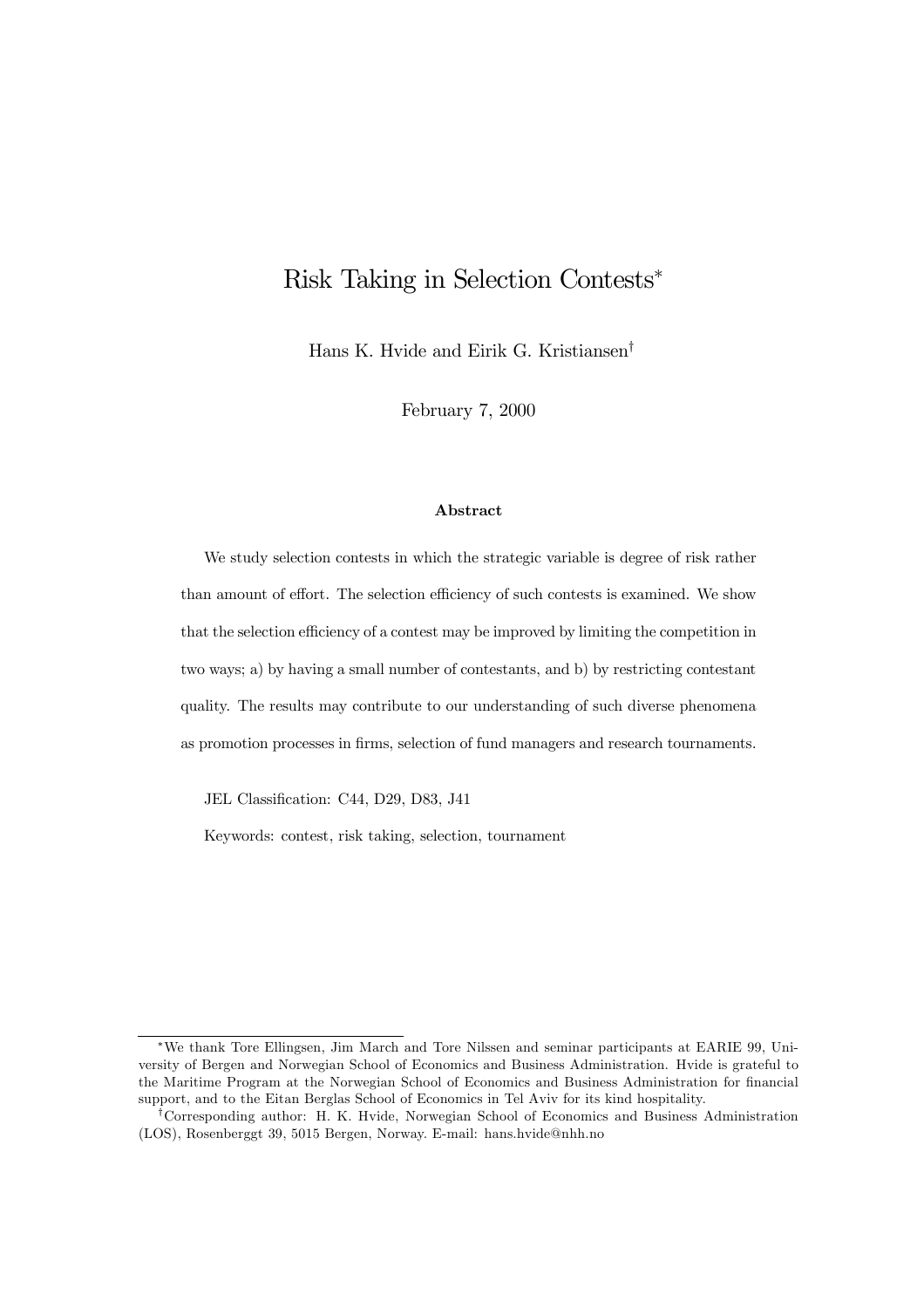# Risk Taking in Selection Contests[*]

Hans K. Hvide and Eirik G. Kristiansen[†]

February 7, 2000

### Abstract

We study selection contests in which the strategic variable is degree of risk rather than amount of effort. The selection efficiency of such contests is examined. We show that the selection efficiency of a contest may be improved by limiting the competition in two ways; a) by having a small number of contestants, and b) by restricting contestant quality. The results may contribute to our understanding of such diverse phenomena as promotion processes in firms, selection of fund managers and research tournaments.

JEL Classification: C44, D29, D83, J41

Keywords: contest, risk taking, selection, tournament

---

[*] We thank Tore Ellingsen, Jim March and Tore Nilssen and seminar participants at EARIE 99, University of Bergen and Norwegian School of Economics and Business Administration. Hvide is grateful to the Maritime Program at the Norwegian School of Economics and Business Administration for financial support, and to the Eitan Berglas School of Economics in Tel Aviv for its kind hospitality.

[†] Corresponding author: H. K. Hvide, Norwegian School of Economics and Business Administration (LOS), Rosenberggt 39, 5015 Bergen, Norway. E-mail: hans.hvide@nhh.no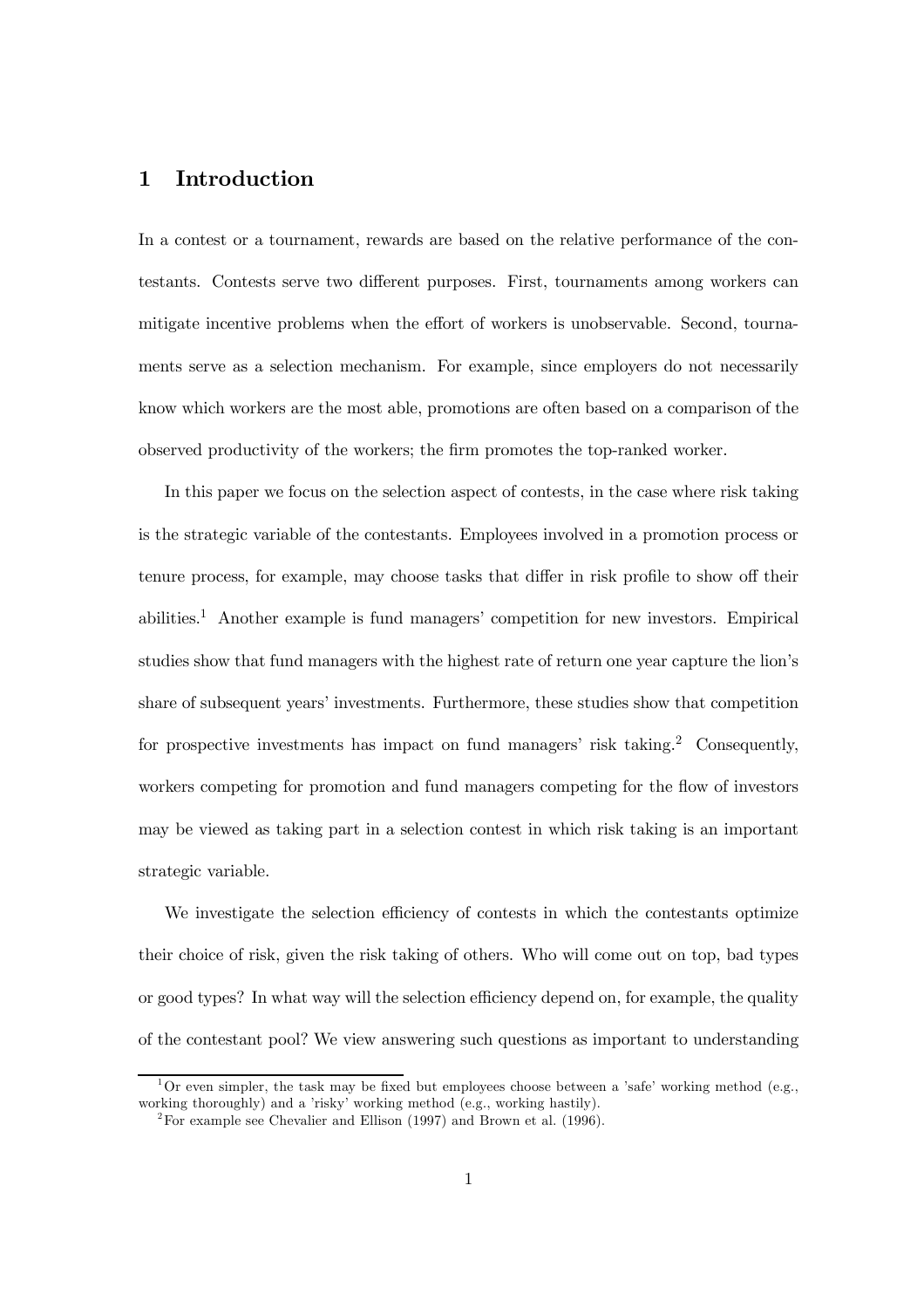# 1 Introduction

In a contest or a tournament, rewards are based on the relative performance of the contestants. Contests serve two different purposes. First, tournaments among workers can mitigate incentive problems when the effort of workers is unobservable. Second, tournaments serve as a selection mechanism. For example, since employers do not necessarily know which workers are the most able, promotions are often based on a comparison of the observed productivity of the workers; the firm promotes the top-ranked worker.

In this paper we focus on the selection aspect of contests, in the case where risk taking is the strategic variable of the contestants. Employees involved in a promotion process or tenure process, for example, may choose tasks that differ in risk profile to show off their abilities.[1] Another example is fund managers' competition for new investors. Empirical studies show that fund managers with the highest rate of return one year capture the lion's share of subsequent years' investments. Furthermore, these studies show that competition for prospective investments has impact on fund managers' risk taking.[2] Consequently, workers competing for promotion and fund managers competing for the flow of investors may be viewed as taking part in a selection contest in which risk taking is an important strategic variable.

We investigate the selection efficiency of contests in which the contestants optimize their choice of risk, given the risk taking of others. Who will come out on top, bad types or good types? In what way will the selection efficiency depend on, for example, the quality of the contestant pool? We view answering such questions as important to understanding

[1] Or even simpler, the task may be fixed but employees choose between a 'safe' working method (e.g., working thoroughly) and a 'risky' working method (e.g., working hastily).

[2] For example see Chevalier and Ellison (1997) and Brown et al. (1996).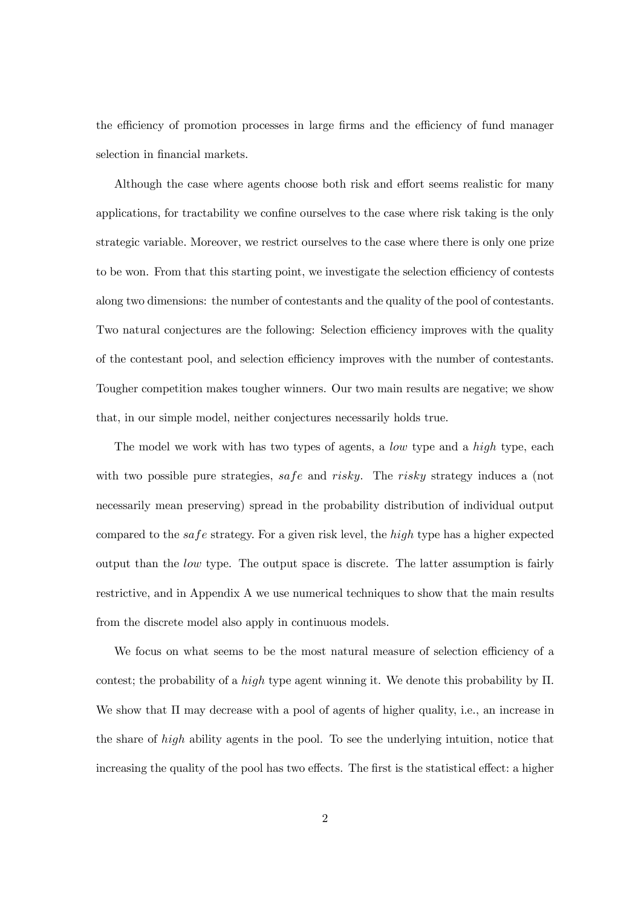the efficiency of promotion processes in large firms and the efficiency of fund manager selection in financial markets.

Although the case where agents choose both risk and effort seems realistic for many applications, for tractability we confine ourselves to the case where risk taking is the only strategic variable. Moreover, we restrict ourselves to the case where there is only one prize to be won. From that this starting point, we investigate the selection efficiency of contests along two dimensions: the number of contestants and the quality of the pool of contestants. Two natural conjectures are the following: Selection efficiency improves with the quality of the contestant pool, and selection efficiency improves with the number of contestants. Tougher competition makes tougher winners. Our two main results are negative; we show that, in our simple model, neither conjectures necessarily holds true.

The model we work with has two types of agents, a *low* type and a *high* type, each with two possible pure strategies, *safe* and *risky*. The *risky* strategy induces a (not necessarily mean preserving) spread in the probability distribution of individual output compared to the *safe* strategy. For a given risk level, the *high* type has a higher expected output than the *low* type. The output space is discrete. The latter assumption is fairly restrictive, and in Appendix A we use numerical techniques to show that the main results from the discrete model also apply in continuous models.

We focus on what seems to be the most natural measure of selection efficiency of a contest; the probability of a *high* type agent winning it. We denote this probability by $\Pi$. We show that $\Pi$ may decrease with a pool of agents of higher quality, i.e., an increase in the share of *high* ability agents in the pool. To see the underlying intuition, notice that increasing the quality of the pool has two effects. The first is the statistical effect: a higher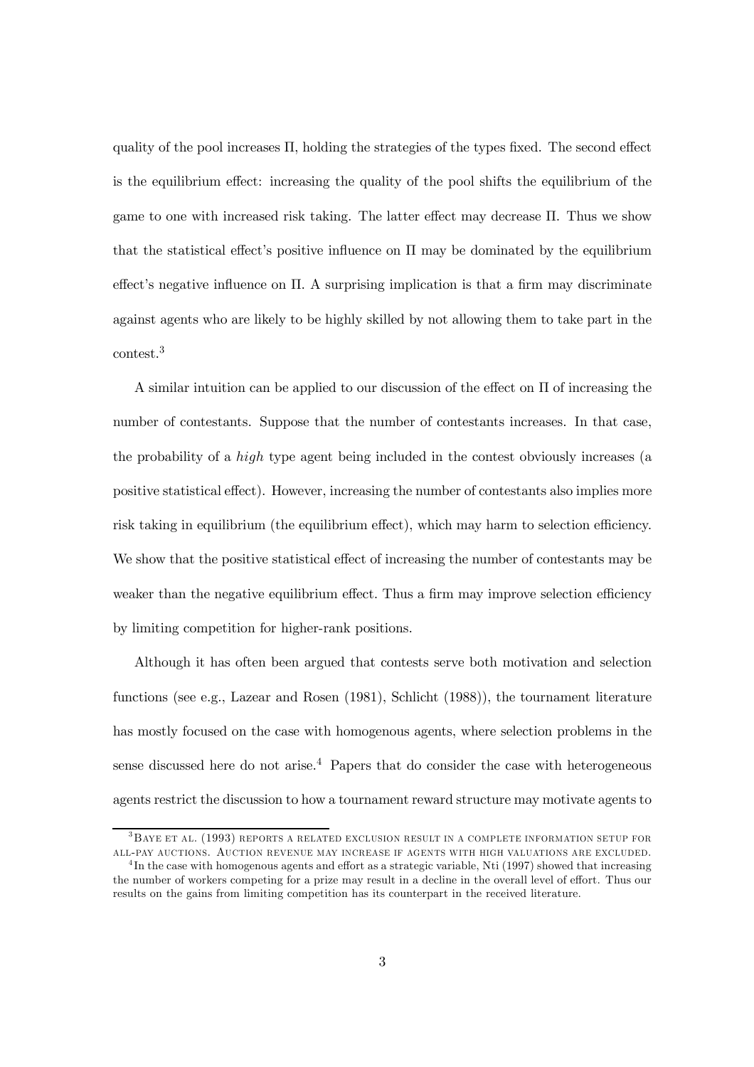quality of the pool increases $\Pi$, holding the strategies of the types fixed. The second effect is the equilibrium effect: increasing the quality of the pool shifts the equilibrium of the game to one with increased risk taking. The latter effect may decrease $\Pi$. Thus we show that the statistical effect's positive influence on $\Pi$ may be dominated by the equilibrium effect's negative influence on $\Pi$. A surprising implication is that a firm may discriminate against agents who are likely to be highly skilled by not allowing them to take part in the contest.[3]

A similar intuition can be applied to our discussion of the effect on $\Pi$ of increasing the number of contestants. Suppose that the number of contestants increases. In that case, the probability of a *high* type agent being included in the contest obviously increases (a positive statistical effect). However, increasing the number of contestants also implies more risk taking in equilibrium (the equilibrium effect), which may harm to selection efficiency. We show that the positive statistical effect of increasing the number of contestants may be weaker than the negative equilibrium effect. Thus a firm may improve selection efficiency by limiting competition for higher-rank positions.

Although it has often been argued that contests serve both motivation and selection functions (see e.g., Lazear and Rosen (1981), Schlicht (1988)), the tournament literature has mostly focused on the case with homogenous agents, where selection problems in the sense discussed here do not arise.[4] Papers that do consider the case with heterogeneous agents restrict the discussion to how a tournament reward structure may motivate agents to

[3] Baye et al. (1993) reports a related exclusion result in a complete information setup for all-pay auctions. Auction revenue may increase if agents with high valuations are excluded.

[4] In the case with homogenous agents and effort as a strategic variable, Nti (1997) showed that increasing the number of workers competing for a prize may result in a decline in the overall level of effort. Thus our results on the gains from limiting competition has its counterpart in the received literature.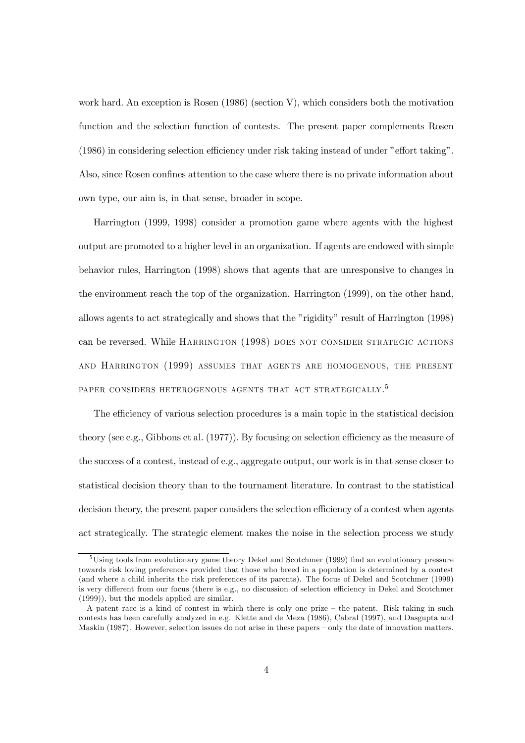work hard. An exception is Rosen (1986) (section V), which considers both the motivation function and the selection function of contests. The present paper complements Rosen (1986) in considering selection efficiency under risk taking instead of under "effort taking". Also, since Rosen confines attention to the case where there is no private information about own type, our aim is, in that sense, broader in scope.

Harrington (1999, 1998) consider a promotion game where agents with the highest output are promoted to a higher level in an organization. If agents are endowed with simple behavior rules, Harrington (1998) shows that agents that are unresponsive to changes in the environment reach the top of the organization. Harrington (1999), on the other hand, allows agents to act strategically and shows that the "rigidity" result of Harrington (1998) can be reversed. While HARRINGTON (1998) DOES NOT CONSIDER STRATEGIC ACTIONS AND HARRINGTON (1999) ASSUMES THAT AGENTS ARE HOMOGENOUS, THE PRESENT PAPER CONSIDERS HETEROGENOUS AGENTS THAT ACT STRATEGICALLY.[5]

The efficiency of various selection procedures is a main topic in the statistical decision theory (see e.g., Gibbons et al. (1977)). By focusing on selection efficiency as the measure of the success of a contest, instead of e.g., aggregate output, our work is in that sense closer to statistical decision theory than to the tournament literature. In contrast to the statistical decision theory, the present paper considers the selection efficiency of a contest when agents act strategically. The strategic element makes the noise in the selection process we study

[5] Using tools from evolutionary game theory Dekel and Scotchmer (1999) find an evolutionary pressure towards risk loving preferences provided that those who breed in a population is determined by a contest (and where a child inherits the risk preferences of its parents). The focus of Dekel and Scotchmer (1999) is very different from our focus (there is e.g., no discussion of selection efficiency in Dekel and Scotchmer (1999)), but the models applied are similar.

A patent race is a kind of contest in which there is only one prize – the patent. Risk taking in such contests has been carefully analyzed in e.g. Klette and de Meza (1986), Cabral (1997), and Dasgupta and Maskin (1987). However, selection issues do not arise in these papers – only the date of innovation matters.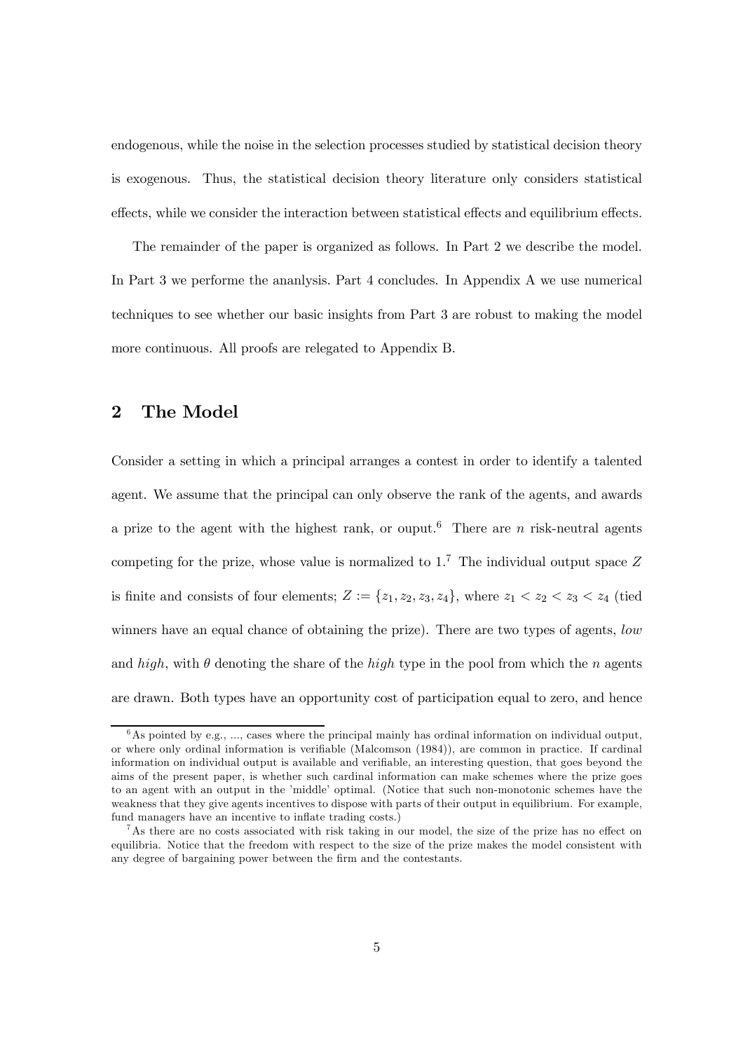endogenous, while the noise in the selection processes studied by statistical decision theory is exogenous. Thus, the statistical decision theory literature only considers statistical effects, while we consider the interaction between statistical effects and equilibrium effects.

The remainder of the paper is organized as follows. In Part 2 we describe the model. In Part 3 we performe the ananlysis. Part 4 concludes. In Appendix A we use numerical techniques to see whether our basic insights from Part 3 are robust to making the model more continuous. All proofs are relegated to Appendix B.

## 2 The Model

Consider a setting in which a principal arranges a contest in order to identify a talented agent. We assume that the principal can only observe the rank of the agents, and awards a prize to the agent with the highest rank, or ouput.[6] There are $n$ risk-neutral agents competing for the prize, whose value is normalized to 1.[7] The individual output space $Z$ is finite and consists of four elements; $Z := \{z_1, z_2, z_3, z_4\}$, where $z_1 < z_2 < z_3 < z_4$ (tied winners have an equal chance of obtaining the prize). There are two types of agents, *low* and *high*, with $\theta$ denoting the share of the *high* type in the pool from which the $n$ agents are drawn. Both types have an opportunity cost of participation equal to zero, and hence

[6] As pointed by e.g., ..., cases where the principal mainly has ordinal information on individual output, or where only ordinal information is verifiable (Malcomson (1984)), are common in practice. If cardinal information on individual output is available and verifiable, an interesting question, that goes beyond the aims of the present paper, is whether such cardinal information can make schemes where the prize goes to an agent with an output in the 'middle' optimal. (Notice that such non-monotonic schemes have the weakness that they give agents incentives to dispose with parts of their output in equilibrium. For example, fund managers have an incentive to inflate trading costs.)

[7] As there are no costs associated with risk taking in our model, the size of the prize has no effect on equilibria. Notice that the freedom with respect to the size of the prize makes the model consistent with any degree of bargaining power between the firm and the contestants.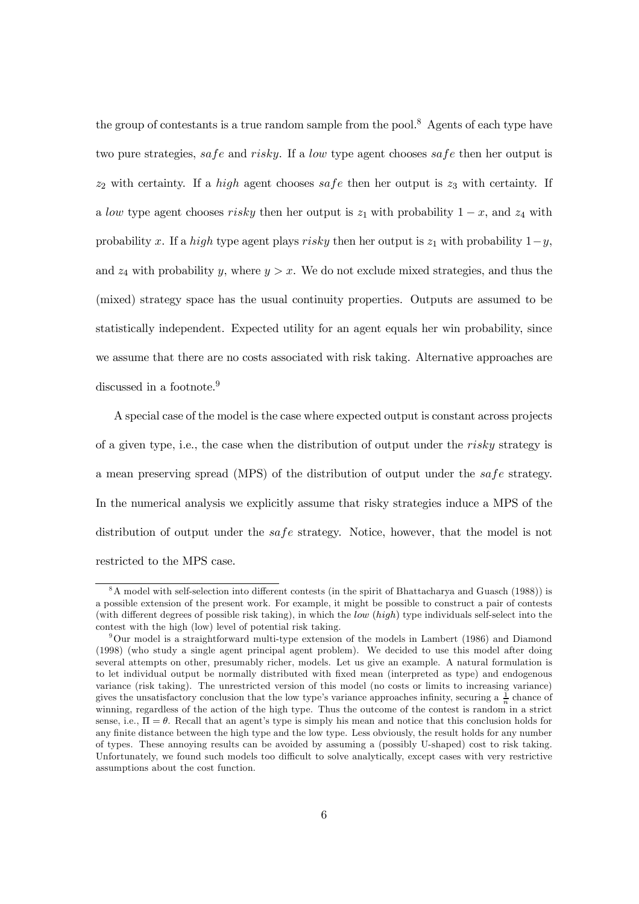the group of contestants is a true random sample from the pool.[8] Agents of each type have two pure strategies, *safe* and *risky*. If a *low* type agent chooses *safe* then her output is $z_2$ with certainty. If a *high* agent chooses *safe* then her output is $z_3$ with certainty. If a *low* type agent chooses *risky* then her output is $z_1$ with probability $1-x$, and $z_4$ with probability $x$. If a *high* type agent plays *risky* then her output is $z_1$ with probability $1-y$, and $z_4$ with probability $y$, where $y > x$. We do not exclude mixed strategies, and thus the (mixed) strategy space has the usual continuity properties. Outputs are assumed to be statistically independent. Expected utility for an agent equals her win probability, since we assume that there are no costs associated with risk taking. Alternative approaches are discussed in a footnote.[9]

A special case of the model is the case where expected output is constant across projects of a given type, i.e., the case when the distribution of output under the *risky* strategy is a mean preserving spread (MPS) of the distribution of output under the *safe* strategy. In the numerical analysis we explicitly assume that risky strategies induce a MPS of the distribution of output under the *safe* strategy. Notice, however, that the model is not restricted to the MPS case.

---

[8] A model with self-selection into different contests (in the spirit of Bhattacharya and Guasch (1988)) is a possible extension of the present work. For example, it might be possible to construct a pair of contests (with different degrees of possible risk taking), in which the *low* (*high*) type individuals self-select into the contest with the high (low) level of potential risk taking.

[9] Our model is a straightforward multi-type extension of the models in Lambert (1986) and Diamond (1998) (who study a single agent principal agent problem). We decided to use this model after doing several attempts on other, presumably richer, models. Let us give an example. A natural formulation is to let individual output be normally distributed with fixed mean (interpreted as type) and endogenous variance (risk taking). The unrestricted version of this model (no costs or limits to increasing variance) gives the unsatisfactory conclusion that the low type's variance approaches infinity, securing a $\frac{1}{n}$ chance of winning, regardless of the action of the high type. Thus the outcome of the contest is random in a strict sense, i.e., $\Pi = \theta$. Recall that an agent's type is simply his mean and notice that this conclusion holds for any finite distance between the high type and the low type. Less obviously, the result holds for any number of types. These annoying results can be avoided by assuming a (possibly U-shaped) cost to risk taking. Unfortunately, we found such models too difficult to solve analytically, except cases with very restrictive assumptions about the cost function.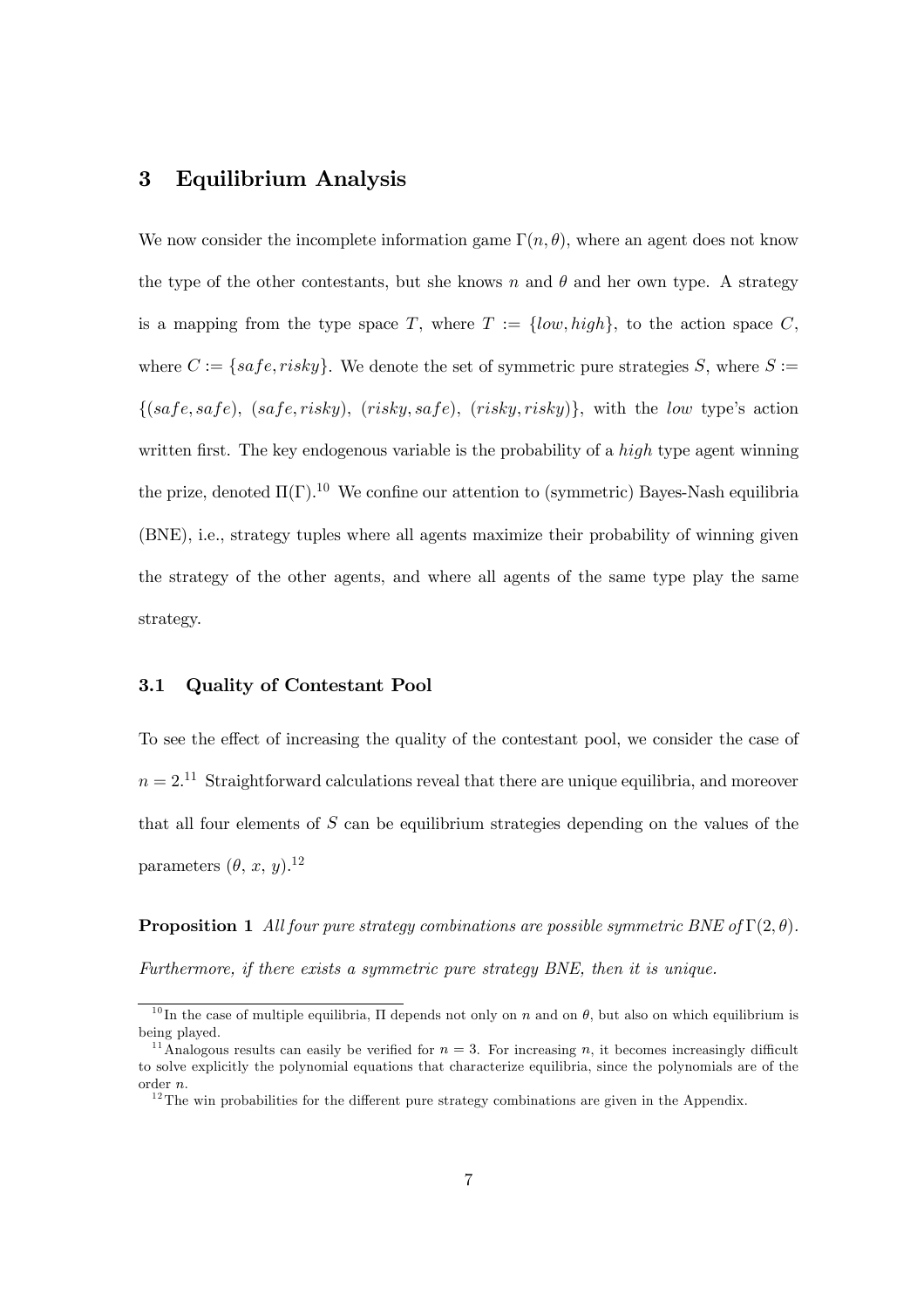## 3 Equilibrium Analysis

We now consider the incomplete information game $\Gamma(n, \theta)$, where an agent does not know the type of the other contestants, but she knows $n$ and $\theta$ and her own type. A strategy is a mapping from the type space $T$, where $T := \{low, high\}$, to the action space $C$, where $C := \{safe, risky\}$. We denote the set of symmetric pure strategies $S$, where $S := \{(safe, safe), (safe, risky), (risky, safe), (risky, risky)\}$, with the *low* type's action written first. The key endogenous variable is the probability of a *high* type agent winning the prize, denoted $\Pi(\Gamma)$.[10] We confine our attention to (symmetric) Bayes-Nash equilibria (BNE), i.e., strategy tuples where all agents maximize their probability of winning given the strategy of the other agents, and where all agents of the same type play the same strategy.

### 3.1 Quality of Contestant Pool

To see the effect of increasing the quality of the contestant pool, we consider the case of $n = 2$.[11] Straightforward calculations reveal that there are unique equilibria, and moreover that all four elements of $S$ can be equilibrium strategies depending on the values of the parameters ($\theta$, $x$, $y$).[12]

**Proposition 1** *All four pure strategy combinations are possible symmetric BNE of* $\Gamma(2, \theta)$. *Furthermore, if there exists a symmetric pure strategy BNE, then it is unique.*

---

[10] In the case of multiple equilibria, $\Pi$ depends not only on $n$ and on $\theta$, but also on which equilibrium is being played.

[11] Analogous results can easily be verified for $n = 3$. For increasing $n$, it becomes increasingly difficult to solve explicitly the polynomial equations that characterize equilibria, since the polynomials are of the order $n$.

[12] The win probabilities for the different pure strategy combinations are given in the Appendix.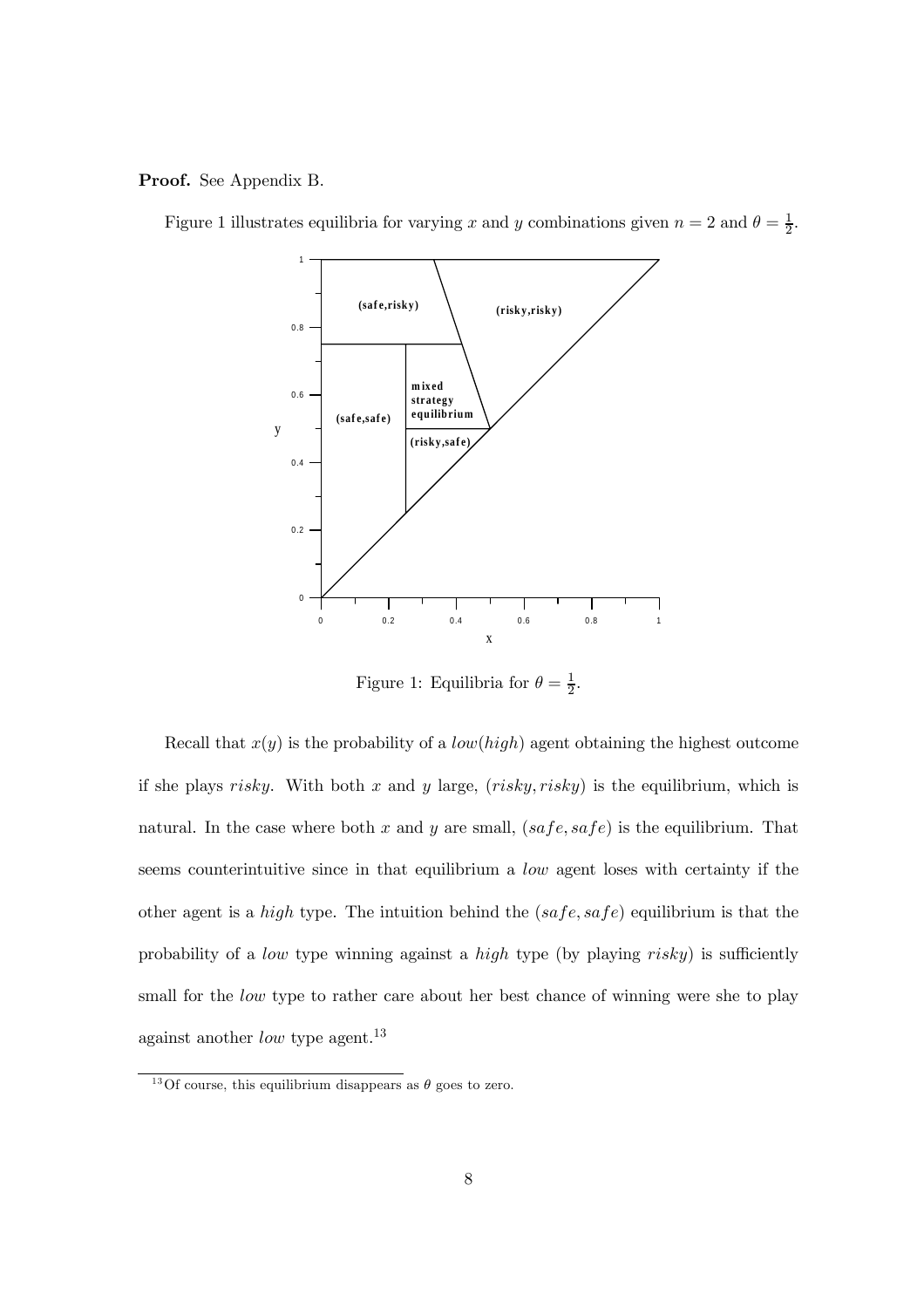**Proof.** See Appendix B.

Figure 1 illustrates equilibria for varying $x$ and $y$ combinations given $n = 2$ and $\theta = \frac{1}{2}$.

Figure 1: Equilibria for $\theta = \frac{1}{2}$.

Recall that $x(y)$ is the probability of a *low*(*high*) agent obtaining the highest outcome if she plays *risky*. With both $x$ and $y$ large, $(risky, risky)$ is the equilibrium, which is natural. In the case where both $x$ and $y$ are small, $(safe, safe)$ is the equilibrium. That seems counterintuitive since in that equilibrium a *low* agent loses with certainty if the other agent is a *high* type. The intuition behind the $(safe, safe)$ equilibrium is that the probability of a *low* type winning against a *high* type (by playing *risky*) is sufficiently small for the *low* type to rather care about her best chance of winning were she to play against another *low* type agent.[13]

[13] Of course, this equilibrium disappears as $\theta$ goes to zero.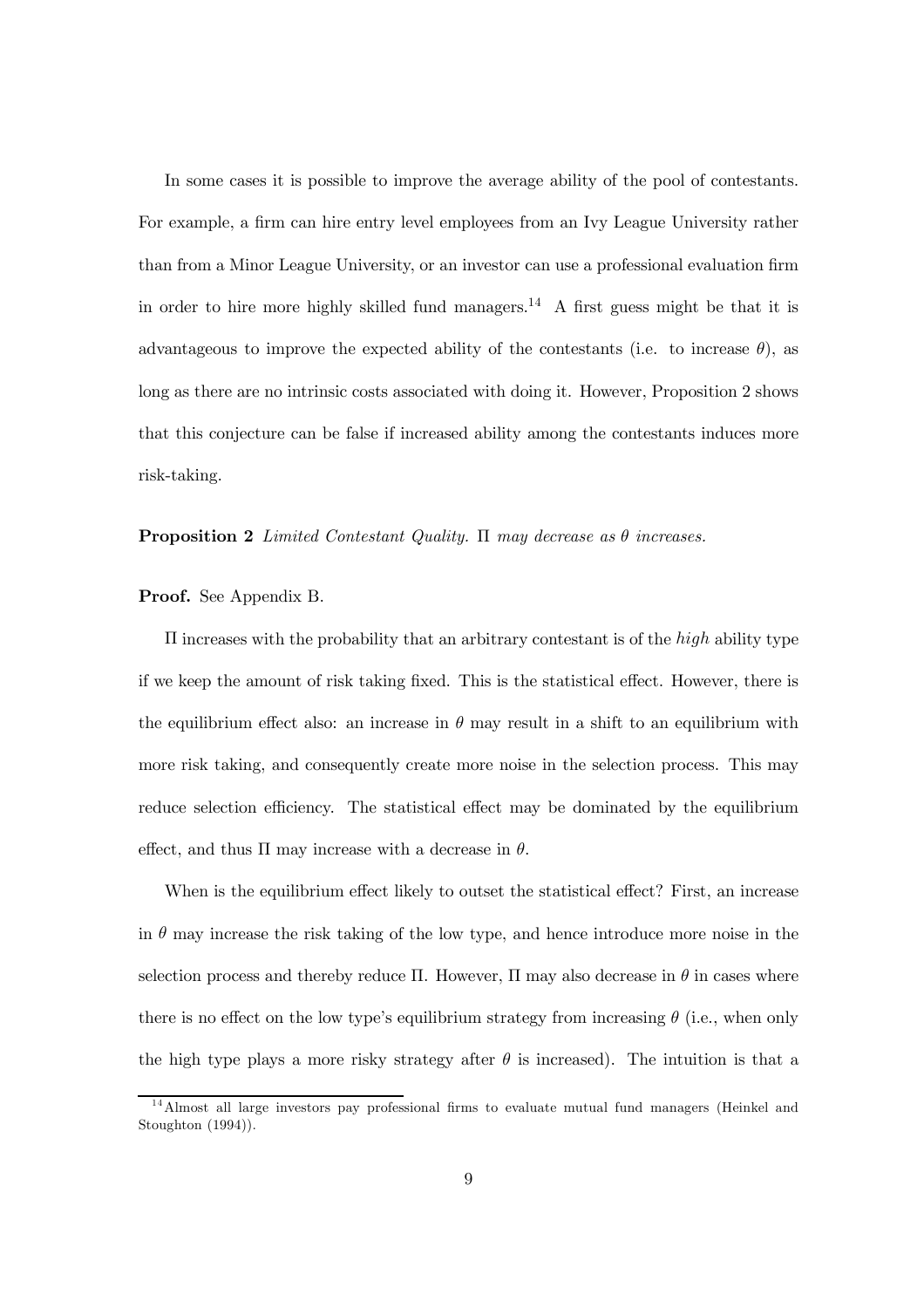In some cases it is possible to improve the average ability of the pool of contestants. For example, a firm can hire entry level employees from an Ivy League University rather than from a Minor League University, or an investor can use a professional evaluation firm in order to hire more highly skilled fund managers.[14] A first guess might be that it is advantageous to improve the expected ability of the contestants (i.e. to increase $\theta$), as long as there are no intrinsic costs associated with doing it. However, Proposition 2 shows that this conjecture can be false if increased ability among the contestants induces more risk-taking.

**Proposition 2** *Limited Contestant Quality.* $\Pi$ *may decrease as* $\theta$ *increases.*

**Proof.** See Appendix B.

$\Pi$ increases with the probability that an arbitrary contestant is of the *high* ability type if we keep the amount of risk taking fixed. This is the statistical effect. However, there is the equilibrium effect also: an increase in $\theta$ may result in a shift to an equilibrium with more risk taking, and consequently create more noise in the selection process. This may reduce selection efficiency. The statistical effect may be dominated by the equilibrium effect, and thus $\Pi$ may increase with a decrease in $\theta$.

When is the equilibrium effect likely to outset the statistical effect? First, an increase in $\theta$ may increase the risk taking of the low type, and hence introduce more noise in the selection process and thereby reduce $\Pi$. However, $\Pi$ may also decrease in $\theta$ in cases where there is no effect on the low type's equilibrium strategy from increasing $\theta$ (i.e., when only the high type plays a more risky strategy after $\theta$ is increased). The intuition is that a

[14] Almost all large investors pay professional firms to evaluate mutual fund managers (Heinkel and Stoughton (1994)).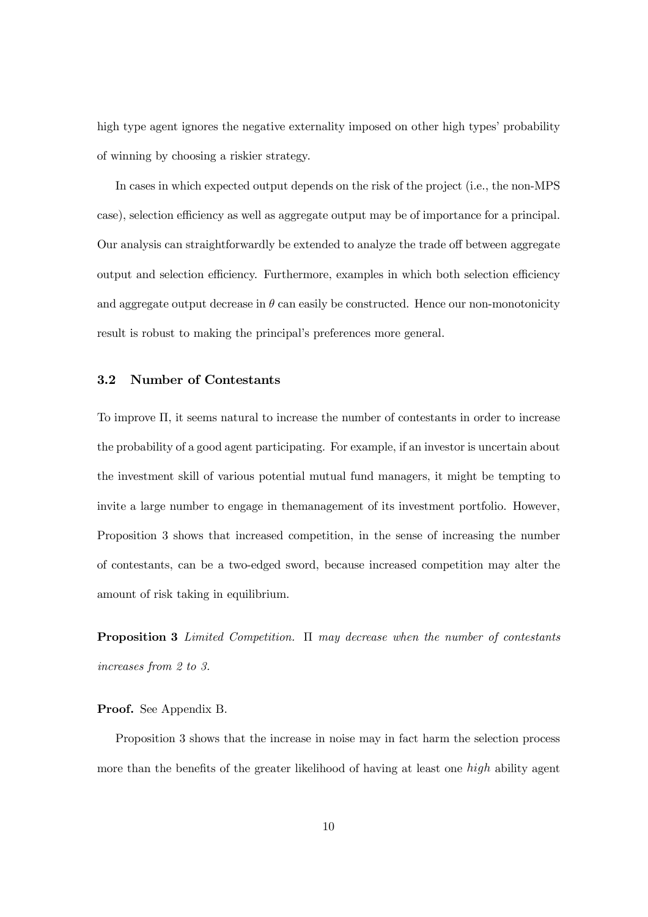high type agent ignores the negative externality imposed on other high types' probability of winning by choosing a riskier strategy.

In cases in which expected output depends on the risk of the project (i.e., the non-MPS case), selection efficiency as well as aggregate output may be of importance for a principal. Our analysis can straightforwardly be extended to analyze the trade off between aggregate output and selection efficiency. Furthermore, examples in which both selection efficiency and aggregate output decrease in $\theta$ can easily be constructed. Hence our non-monotonicity result is robust to making the principal's preferences more general.

### 3.2 Number of Contestants

To improve $\Pi$, it seems natural to increase the number of contestants in order to increase the probability of a good agent participating. For example, if an investor is uncertain about the investment skill of various potential mutual fund managers, it might be tempting to invite a large number to engage in themanagement of its investment portfolio. However, Proposition 3 shows that increased competition, in the sense of increasing the number of contestants, can be a two-edged sword, because increased competition may alter the amount of risk taking in equilibrium.

**Proposition 3** *Limited Competition.* $\Pi$ *may decrease when the number of contestants increases from 2 to 3.*

**Proof.** See Appendix B.

Proposition 3 shows that the increase in noise may in fact harm the selection process more than the benefits of the greater likelihood of having at least one *high* ability agent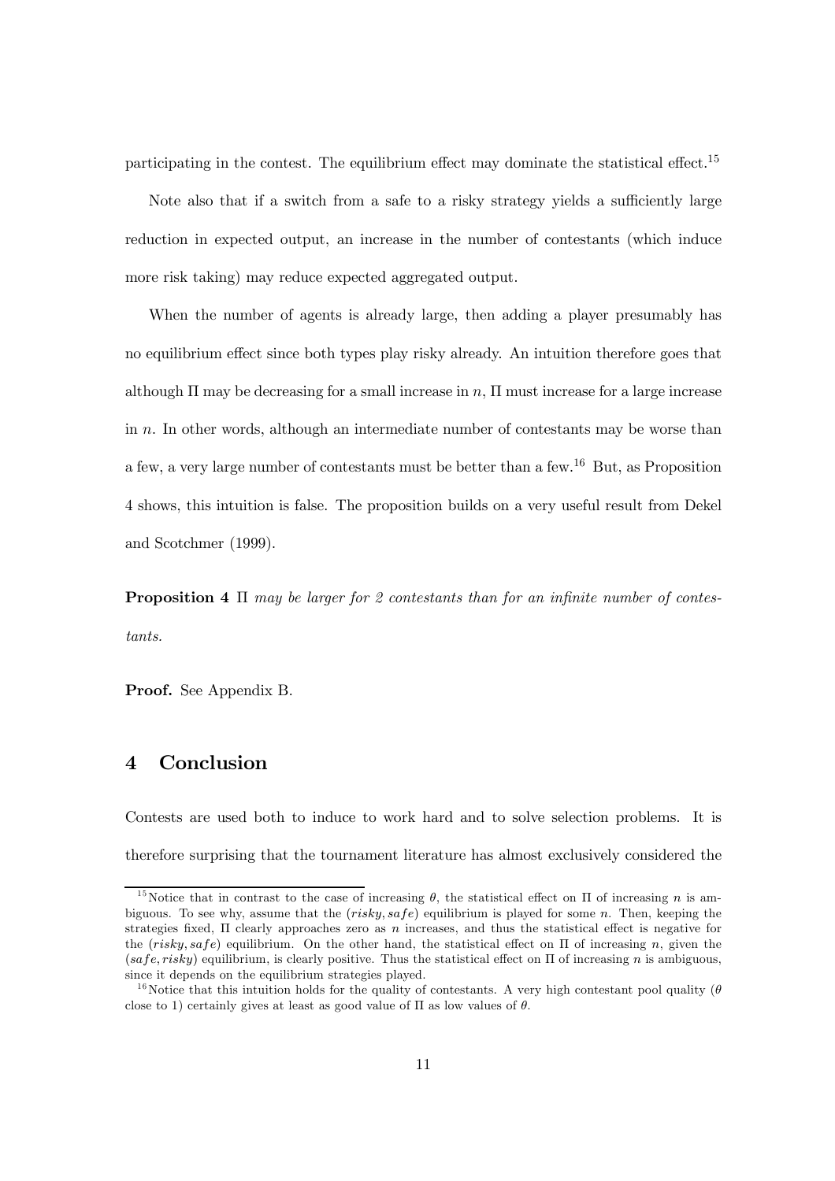participating in the contest. The equilibrium effect may dominate the statistical effect.[15]

Note also that if a switch from a safe to a risky strategy yields a sufficiently large reduction in expected output, an increase in the number of contestants (which induce more risk taking) may reduce expected aggregated output.

When the number of agents is already large, then adding a player presumably has no equilibrium effect since both types play risky already. An intuition therefore goes that although $\Pi$ may be decreasing for a small increase in $n$, $\Pi$ must increase for a large increase in $n$. In other words, although an intermediate number of contestants may be worse than a few, a very large number of contestants must be better than a few.[16] But, as Proposition 4 shows, this intuition is false. The proposition builds on a very useful result from Dekel and Scotchmer (1999).

**Proposition 4** *$\Pi$ may be larger for 2 contestants than for an infinite number of contestants.*

**Proof.** See Appendix B.

# 4 Conclusion

Contests are used both to induce to work hard and to solve selection problems. It is therefore surprising that the tournament literature has almost exclusively considered the

[15] Notice that in contrast to the case of increasing $\theta$, the statistical effect on $\Pi$ of increasing $n$ is ambiguous. To see why, assume that the $(risky, safe)$ equilibrium is played for some $n$. Then, keeping the strategies fixed, $\Pi$ clearly approaches zero as $n$ increases, and thus the statistical effect is negative for the $(risky, safe)$ equilibrium. On the other hand, the statistical effect on $\Pi$ of increasing $n$, given the $(safe, risky)$ equilibrium, is clearly positive. Thus the statistical effect on $\Pi$ of increasing $n$ is ambiguous, since it depends on the equilibrium strategies played.

[16] Notice that this intuition holds for the quality of contestants. A very high contestant pool quality ($\theta$ close to 1) certainly gives at least as good value of $\Pi$ as low values of $\theta$.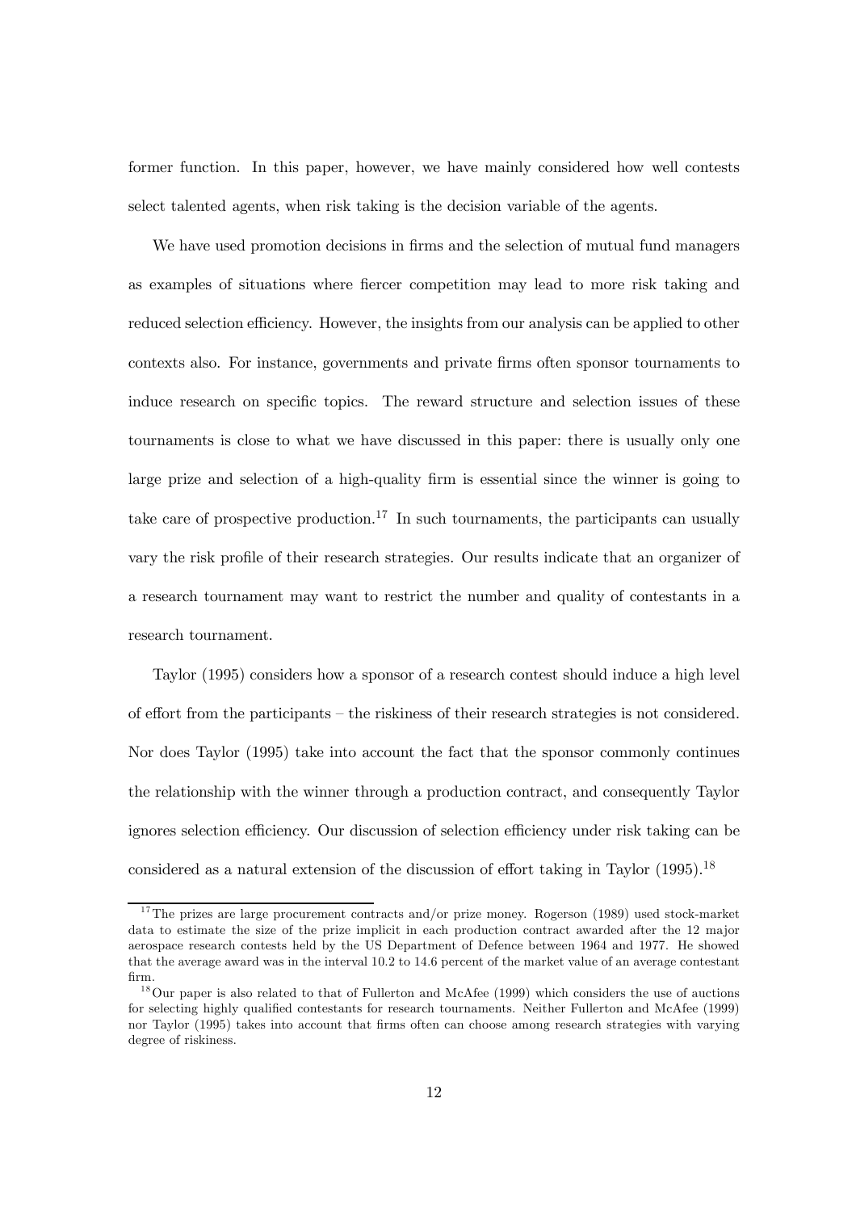former function. In this paper, however, we have mainly considered how well contests select talented agents, when risk taking is the decision variable of the agents.

We have used promotion decisions in firms and the selection of mutual fund managers as examples of situations where fiercer competition may lead to more risk taking and reduced selection efficiency. However, the insights from our analysis can be applied to other contexts also. For instance, governments and private firms often sponsor tournaments to induce research on specific topics. The reward structure and selection issues of these tournaments is close to what we have discussed in this paper: there is usually only one large prize and selection of a high-quality firm is essential since the winner is going to take care of prospective production.[17] In such tournaments, the participants can usually vary the risk profile of their research strategies. Our results indicate that an organizer of a research tournament may want to restrict the number and quality of contestants in a research tournament.

Taylor (1995) considers how a sponsor of a research contest should induce a high level of effort from the participants – the riskiness of their research strategies is not considered. Nor does Taylor (1995) take into account the fact that the sponsor commonly continues the relationship with the winner through a production contract, and consequently Taylor ignores selection efficiency. Our discussion of selection efficiency under risk taking can be considered as a natural extension of the discussion of effort taking in Taylor (1995).[18]

---

[17] The prizes are large procurement contracts and/or prize money. Rogerson (1989) used stock-market data to estimate the size of the prize implicit in each production contract awarded after the 12 major aerospace research contests held by the US Department of Defence between 1964 and 1977. He showed that the average award was in the interval 10.2 to 14.6 percent of the market value of an average contestant firm.

[18] Our paper is also related to that of Fullerton and McAfee (1999) which considers the use of auctions for selecting highly qualified contestants for research tournaments. Neither Fullerton and McAfee (1999) nor Taylor (1995) takes into account that firms often can choose among research strategies with varying degree of riskiness.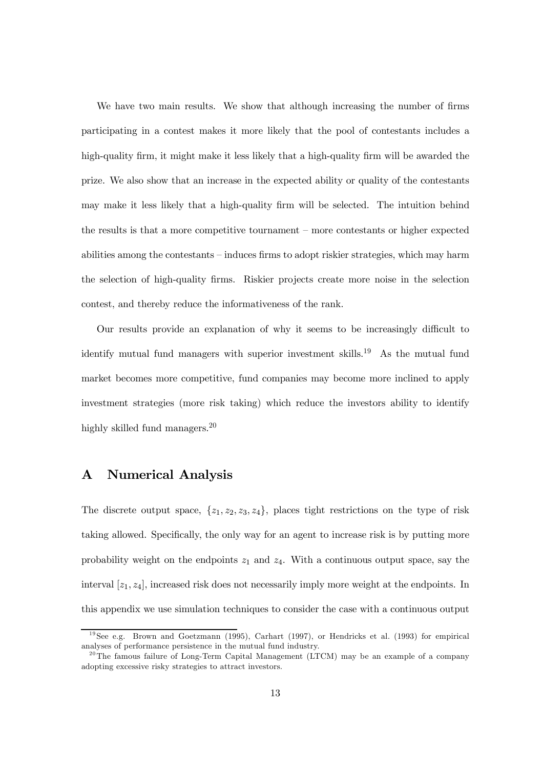We have two main results. We show that although increasing the number of firms participating in a contest makes it more likely that the pool of contestants includes a high-quality firm, it might make it less likely that a high-quality firm will be awarded the prize. We also show that an increase in the expected ability or quality of the contestants may make it less likely that a high-quality firm will be selected. The intuition behind the results is that a more competitive tournament – more contestants or higher expected abilities among the contestants – induces firms to adopt riskier strategies, which may harm the selection of high-quality firms. Riskier projects create more noise in the selection contest, and thereby reduce the informativeness of the rank.

Our results provide an explanation of why it seems to be increasingly difficult to identify mutual fund managers with superior investment skills.[19] As the mutual fund market becomes more competitive, fund companies may become more inclined to apply investment strategies (more risk taking) which reduce the investors ability to identify highly skilled fund managers.[20]

# A Numerical Analysis

The discrete output space, $\{z_1, z_2, z_3, z_4\}$, places tight restrictions on the type of risk taking allowed. Specifically, the only way for an agent to increase risk is by putting more probability weight on the endpoints $z_1$ and $z_4$. With a continuous output space, say the interval $[z_1, z_4]$, increased risk does not necessarily imply more weight at the endpoints. In this appendix we use simulation techniques to consider the case with a continuous output

[19] See e.g. Brown and Goetzmann (1995), Carhart (1997), or Hendricks et al. (1993) for empirical analyses of performance persistence in the mutual fund industry.

[20] The famous failure of Long-Term Capital Management (LTCM) may be an example of a company adopting excessive risky strategies to attract investors.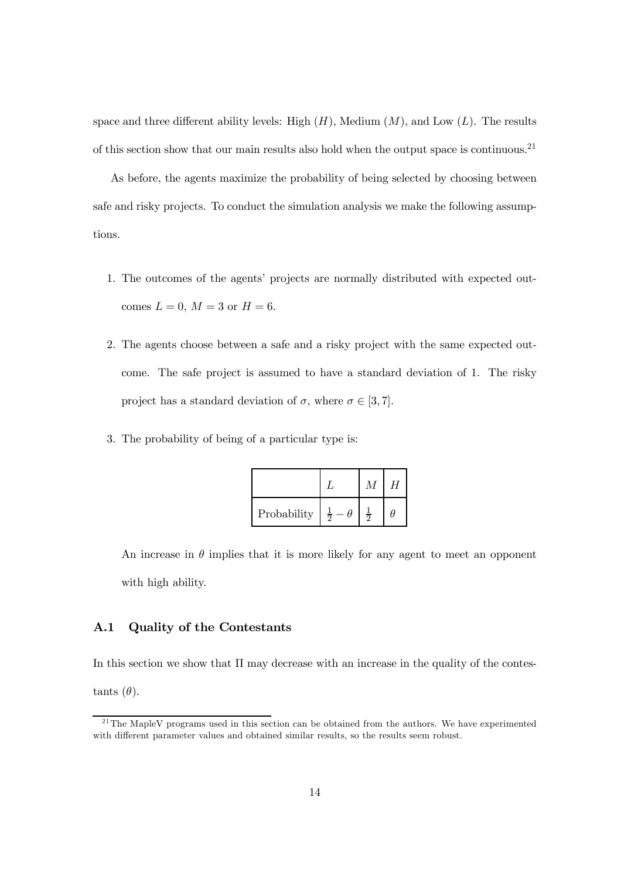space and three different ability levels: High ($H$), Medium ($M$), and Low ($L$). The results of this section show that our main results also hold when the output space is continuous.[21]

As before, the agents maximize the probability of being selected by choosing between safe and risky projects. To conduct the simulation analysis we make the following assumptions.

1. The outcomes of the agents' projects are normally distributed with expected outcomes $L = 0$, $M = 3$ or $H = 6$.

2. The agents choose between a safe and a risky project with the same expected outcome. The safe project is assumed to have a standard deviation of 1. The risky project has a standard deviation of $\sigma$, where $\sigma \in [3, 7]$.

3. The probability of being of a particular type is:

| | $L$ | $M$ | $H$ |
|---|---|---|---|
| Probability | $\frac{1}{2} - \theta$ | $\frac{1}{2}$ | $\theta$ |

   An increase in $\theta$ implies that it is more likely for any agent to meet an opponent with high ability.

### A.1 Quality of the Contestants

In this section we show that $\Pi$ may decrease with an increase in the quality of the contestants ($\theta$).

[21] The MapleV programs used in this section can be obtained from the authors. We have experimented with different parameter values and obtained similar results, so the results seem robust.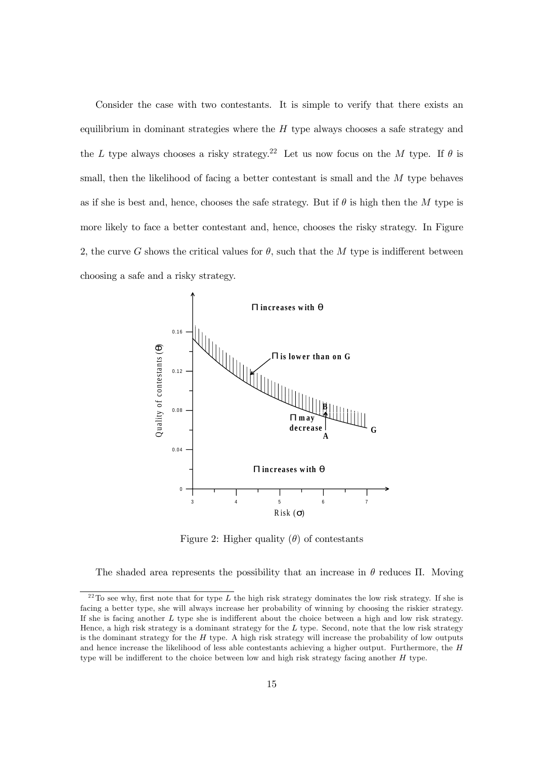Consider the case with two contestants. It is simple to verify that there exists an equilibrium in dominant strategies where the $H$ type always chooses a safe strategy and the $L$ type always chooses a risky strategy.[22] Let us now focus on the $M$ type. If $\theta$ is small, then the likelihood of facing a better contestant is small and the $M$ type behaves as if she is best and, hence, chooses the safe strategy. But if $\theta$ is high then the $M$ type is more likely to face a better contestant and, hence, chooses the risky strategy. In Figure 2, the curve $G$ shows the critical values for $\theta$, such that the $M$ type is indifferent between choosing a safe and a risky strategy.

Figure 2: Higher quality ($\theta$) of contestants

The shaded area represents the possibility that an increase in $\theta$ reduces $\Pi$. Moving

[22] To see why, first note that for type $L$ the high risk strategy dominates the low risk strategy. If she is facing a better type, she will always increase her probability of winning by choosing the riskier strategy. If she is facing another $L$ type she is indifferent about the choice between a high and low risk strategy. Hence, a high risk strategy is a dominant strategy for the $L$ type. Second, note that the low risk strategy is the dominant strategy for the $H$ type. A high risk strategy will increase the probability of low outputs and hence increase the likelihood of less able contestants achieving a higher output. Furthermore, the $H$ type will be indifferent to the choice between low and high risk strategy facing another $H$ type.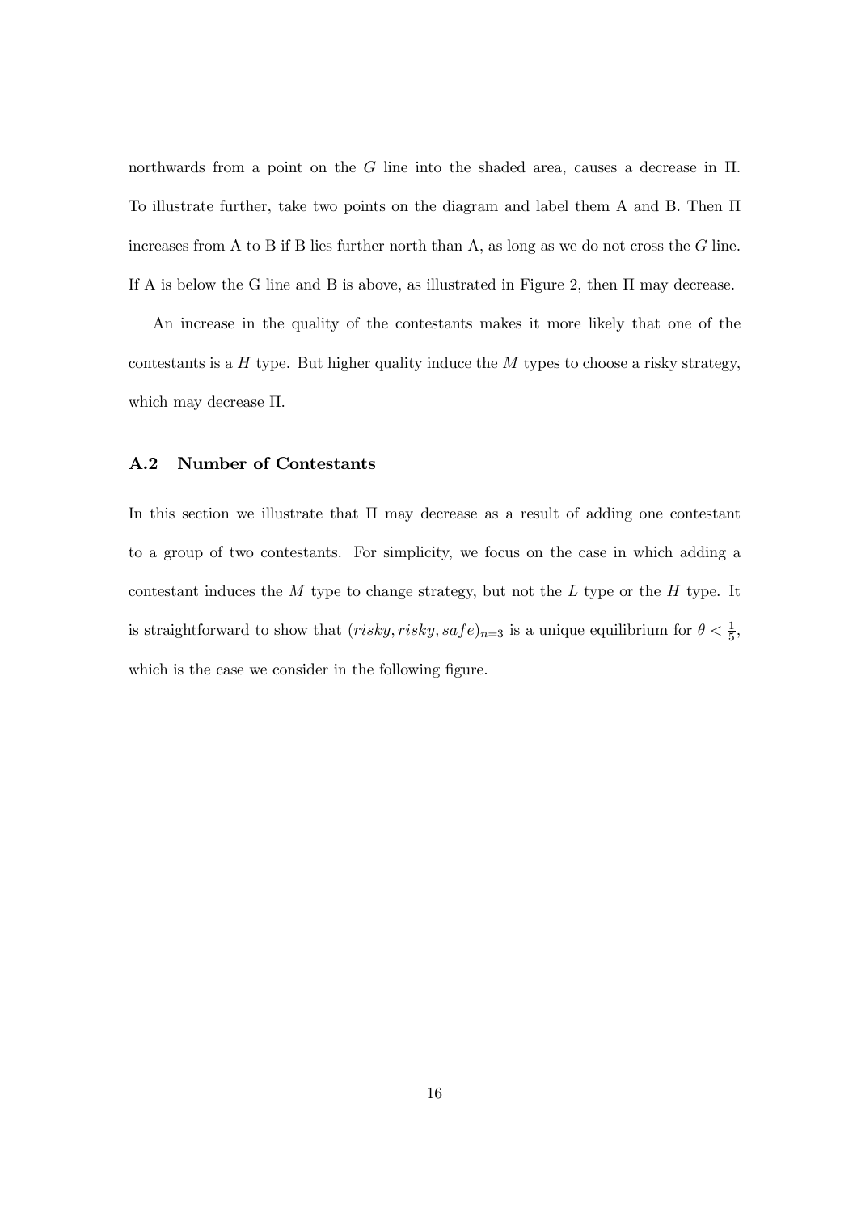northwards from a point on the $G$ line into the shaded area, causes a decrease in $\Pi$. To illustrate further, take two points on the diagram and label them A and B. Then $\Pi$ increases from A to B if B lies further north than A, as long as we do not cross the $G$ line. If A is below the G line and B is above, as illustrated in Figure 2, then $\Pi$ may decrease.

An increase in the quality of the contestants makes it more likely that one of the contestants is a $H$ type. But higher quality induce the $M$ types to choose a risky strategy, which may decrease $\Pi$.

### A.2 Number of Contestants

In this section we illustrate that $\Pi$ may decrease as a result of adding one contestant to a group of two contestants. For simplicity, we focus on the case in which adding a contestant induces the $M$ type to change strategy, but not the $L$ type or the $H$ type. It is straightforward to show that $(risky, risky, safe)_{n=3}$ is a unique equilibrium for $\theta < \frac{1}{5}$, which is the case we consider in the following figure.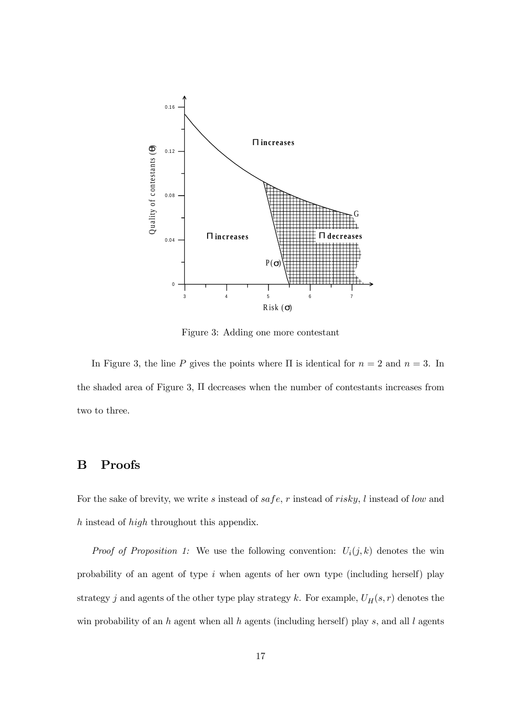Figure 3: Adding one more contestant

In Figure 3, the line $P$ gives the points where $\Pi$ is identical for $n = 2$ and $n = 3$. In the shaded area of Figure 3, $\Pi$ decreases when the number of contestants increases from two to three.

# B Proofs

For the sake of brevity, we write $s$ instead of $safe$, $r$ instead of $risky$, $l$ instead of $low$ and $h$ instead of $high$ throughout this appendix.

*Proof of Proposition 1:* We use the following convention: $U_i(j, k)$ denotes the win probability of an agent of type $i$ when agents of her own type (including herself) play strategy $j$ and agents of the other type play strategy $k$. For example, $U_H(s, r)$ denotes the win probability of an $h$ agent when all $h$ agents (including herself) play $s$, and all $l$ agents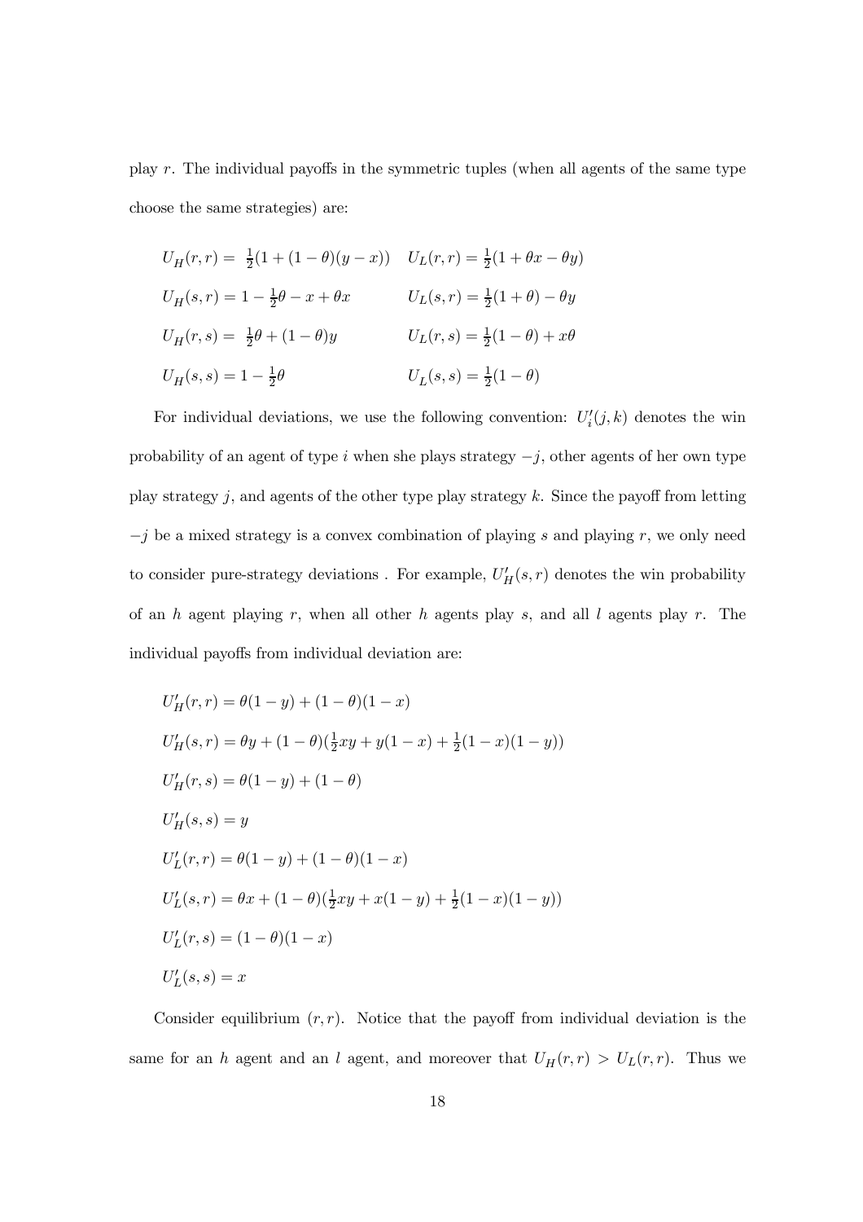play $r$. The individual payoffs in the symmetric tuples (when all agents of the same type choose the same strategies) are:

$$U_H(r,r) = \tfrac{1}{2}(1+(1-\theta)(y-x)) \quad U_L(r,r) = \tfrac{1}{2}(1+\theta x - \theta y)$$

$$U_H(s,r) = 1 - \tfrac{1}{2}\theta - x + \theta x \qquad U_L(s,r) = \tfrac{1}{2}(1+\theta) - \theta y$$

$$U_H(r,s) = \tfrac{1}{2}\theta + (1-\theta)y \qquad U_L(r,s) = \tfrac{1}{2}(1-\theta) + x\theta$$

$$U_H(s,s) = 1 - \tfrac{1}{2}\theta \qquad U_L(s,s) = \tfrac{1}{2}(1-\theta)$$

For individual deviations, we use the following convention: $U_i'(j,k)$ denotes the win probability of an agent of type $i$ when she plays strategy $-j$, other agents of her own type play strategy $j$, and agents of the other type play strategy $k$. Since the payoff from letting $-j$ be a mixed strategy is a convex combination of playing $s$ and playing $r$, we only need to consider pure-strategy deviations . For example, $U_H'(s,r)$ denotes the win probability of an $h$ agent playing $r$, when all other $h$ agents play $s$, and all $l$ agents play $r$. The individual payoffs from individual deviation are:

$$U_H'(r,r) = \theta(1-y) + (1-\theta)(1-x)$$

$$U_H'(s,r) = \theta y + (1-\theta)(\tfrac{1}{2}xy + y(1-x) + \tfrac{1}{2}(1-x)(1-y))$$

$$U_H'(r,s) = \theta(1-y) + (1-\theta)$$

$$U_H'(s,s) = y$$

$$U_L'(r,r) = \theta(1-y) + (1-\theta)(1-x)$$

$$U_L'(s,r) = \theta x + (1-\theta)(\tfrac{1}{2}xy + x(1-y) + \tfrac{1}{2}(1-x)(1-y))$$

$$U_L'(r,s) = (1-\theta)(1-x)$$

$$U_L'(s,s) = x$$

Consider equilibrium $(r,r)$. Notice that the payoff from individual deviation is the same for an $h$ agent and an $l$ agent, and moreover that $U_H(r,r) > U_L(r,r)$. Thus we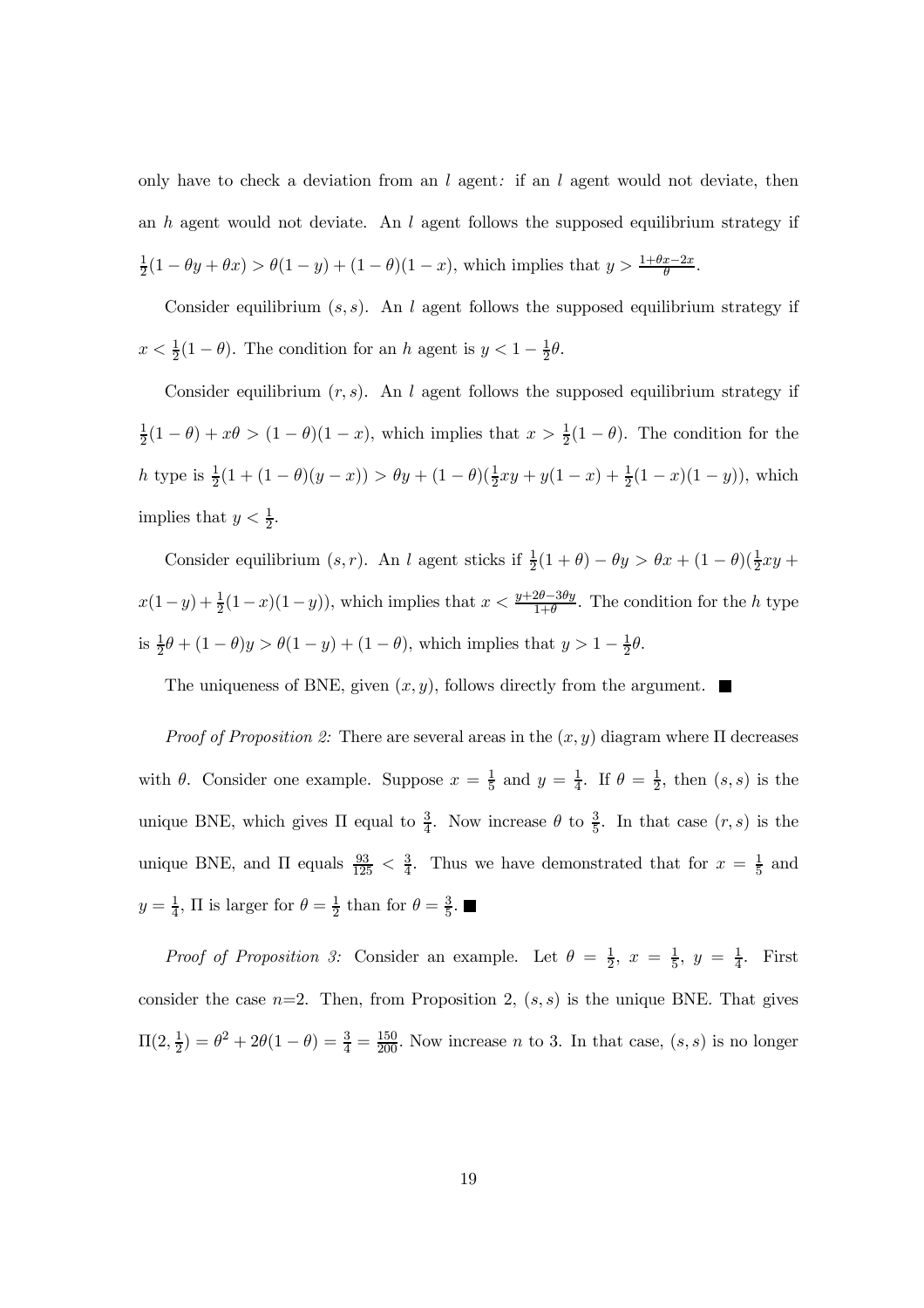only have to check a deviation from an $l$ agent*:* if an $l$ agent would not deviate, then an $h$ agent would not deviate. An $l$ agent follows the supposed equilibrium strategy if $\frac{1}{2}(1-\theta y+\theta x) > \theta(1-y)+(1-\theta)(1-x)$, which implies that $y > \frac{1+\theta x-2x}{\theta}$.

Consider equilibrium $(s,s)$. An $l$ agent follows the supposed equilibrium strategy if $x < \frac{1}{2}(1-\theta)$. The condition for an $h$ agent is $y < 1-\frac{1}{2}\theta$.

Consider equilibrium $(r,s)$. An $l$ agent follows the supposed equilibrium strategy if $\frac{1}{2}(1-\theta)+x\theta > (1-\theta)(1-x)$, which implies that $x > \frac{1}{2}(1-\theta)$. The condition for the $h$ type is $\frac{1}{2}(1+(1-\theta)(y-x)) > \theta y+(1-\theta)(\frac{1}{2}xy+y(1-x)+\frac{1}{2}(1-x)(1-y))$, which implies that $y < \frac{1}{2}$.

Consider equilibrium $(s,r)$. An $l$ agent sticks if $\frac{1}{2}(1+\theta)-\theta y > \theta x+(1-\theta)(\frac{1}{2}xy+x(1-y)+\frac{1}{2}(1-x)(1-y))$, which implies that $x < \frac{y+2\theta-3\theta y}{1+\theta}$. The condition for the $h$ type is $\frac{1}{2}\theta+(1-\theta)y > \theta(1-y)+(1-\theta)$, which implies that $y > 1-\frac{1}{2}\theta$.

The uniqueness of BNE, given $(x,y)$, follows directly from the argument. ■

*Proof of Proposition 2:* There are several areas in the $(x,y)$ diagram where $\Pi$ decreases with $\theta$. Consider one example. Suppose $x=\frac{1}{5}$ and $y=\frac{1}{4}$. If $\theta=\frac{1}{2}$, then $(s,s)$ is the unique BNE, which gives $\Pi$ equal to $\frac{3}{4}$. Now increase $\theta$ to $\frac{3}{5}$. In that case $(r,s)$ is the unique BNE, and $\Pi$ equals $\frac{93}{125} < \frac{3}{4}$. Thus we have demonstrated that for $x=\frac{1}{5}$ and $y=\frac{1}{4}$, $\Pi$ is larger for $\theta=\frac{1}{2}$ than for $\theta=\frac{3}{5}$. ■

*Proof of Proposition 3:* Consider an example. Let $\theta=\frac{1}{2}$, $x=\frac{1}{5}$, $y=\frac{1}{4}$. First consider the case $n$=2. Then, from Proposition 2, $(s,s)$ is the unique BNE. That gives $\Pi(2,\frac{1}{2})=\theta^2+2\theta(1-\theta)=\frac{3}{4}=\frac{150}{200}$. Now increase $n$ to 3. In that case, $(s,s)$ is no longer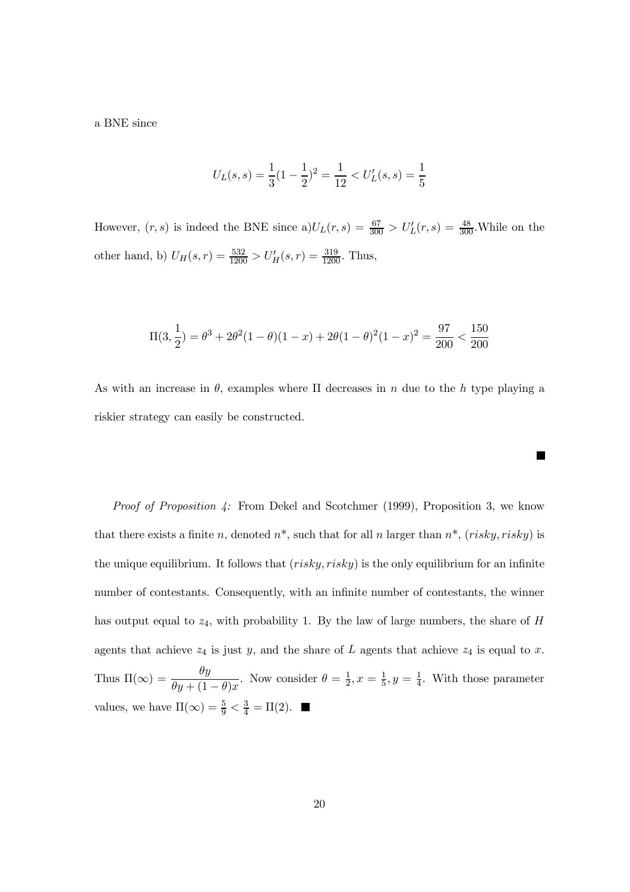a BNE since

$$U_L(s,s) = \frac{1}{3}(1-\frac{1}{2})^2 = \frac{1}{12} < U_L'(s,s) = \frac{1}{5}$$

However, $(r,s)$ is indeed the BNE since a)$U_L(r,s) = \frac{67}{300} > U_L'(r,s) = \frac{48}{300}$.While on the other hand, b) $U_H(s,r) = \frac{532}{1200} > U_H'(s,r) = \frac{319}{1200}$. Thus,

$$\Pi(3,\frac{1}{2}) = \theta^3 + 2\theta^2(1-\theta)(1-x) + 2\theta(1-\theta)^2(1-x)^2 = \frac{97}{200} < \frac{150}{200}$$

As with an increase in $\theta$, examples where $\Pi$ decreases in $n$ due to the $h$ type playing a riskier strategy can easily be constructed. ■

*Proof of Proposition 4:* From Dekel and Scotchmer (1999), Proposition 3, we know that there exists a finite $n$, denoted $n^*$, such that for all $n$ larger than $n^*$, $(risky, risky)$ is the unique equilibrium. It follows that $(risky, risky)$ is the only equilibrium for an infinite number of contestants. Consequently, with an infinite number of contestants, the winner has output equal to $z_4$, with probability 1. By the law of large numbers, the share of $H$ agents that achieve $z_4$ is just $y$, and the share of $L$ agents that achieve $z_4$ is equal to $x$. Thus $\Pi(\infty) = \dfrac{\theta y}{\theta y + (1-\theta)x}$. Now consider $\theta = \frac{1}{2}, x = \frac{1}{5}, y = \frac{1}{4}$. With those parameter values, we have $\Pi(\infty) = \frac{5}{9} < \frac{3}{4} = \Pi(2)$. ■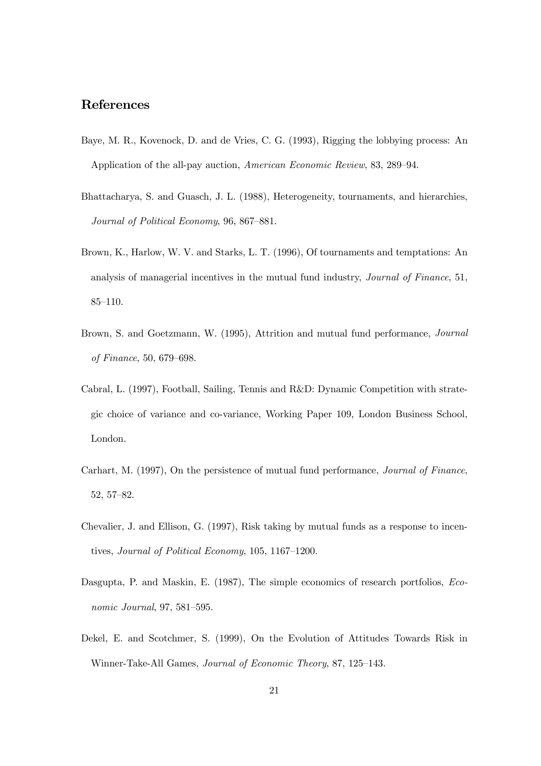## References

Baye, M. R., Kovenock, D. and de Vries, C. G. (1993), Rigging the lobbying process: An Application of the all-pay auction, *American Economic Review*, 83, 289–94.

Bhattacharya, S. and Guasch, J. L. (1988), Heterogeneity, tournaments, and hierarchies, *Journal of Political Economy*, 96, 867–881.

Brown, K., Harlow, W. V. and Starks, L. T. (1996), Of tournaments and temptations: An analysis of managerial incentives in the mutual fund industry, *Journal of Finance*, 51, 85–110.

Brown, S. and Goetzmann, W. (1995), Attrition and mutual fund performance, *Journal of Finance*, 50, 679–698.

Cabral, L. (1997), Football, Sailing, Tennis and R&D: Dynamic Competition with strategic choice of variance and co-variance, Working Paper 109, London Business School, London.

Carhart, M. (1997), On the persistence of mutual fund performance, *Journal of Finance*, 52, 57–82.

Chevalier, J. and Ellison, G. (1997), Risk taking by mutual funds as a response to incentives, *Journal of Political Economy*, 105, 1167–1200.

Dasgupta, P. and Maskin, E. (1987), The simple economics of research portfolios, *Economic Journal*, 97, 581–595.

Dekel, E. and Scotchmer, S. (1999), On the Evolution of Attitudes Towards Risk in Winner-Take-All Games, *Journal of Economic Theory*, 87, 125–143.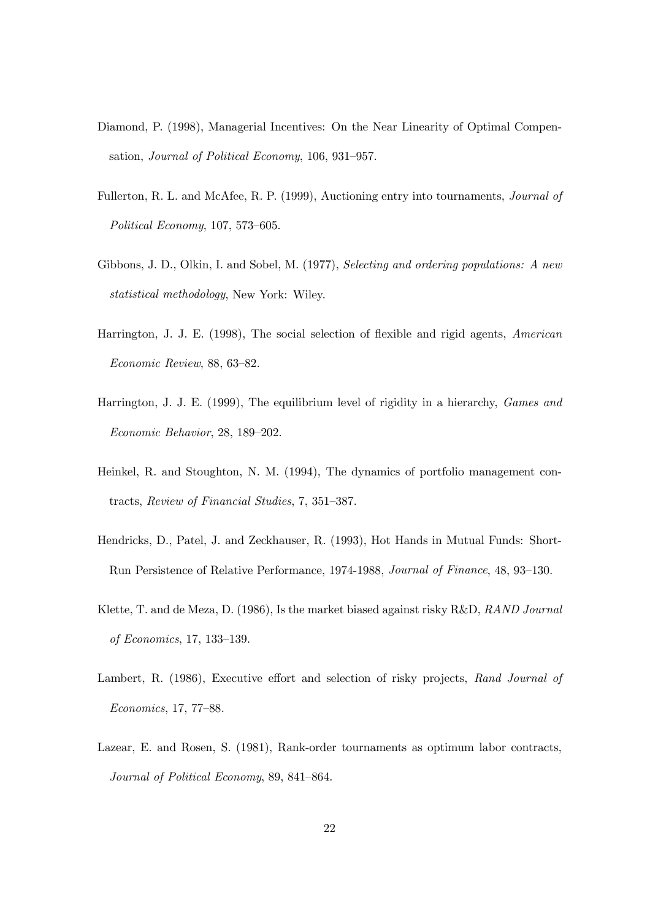Diamond, P. (1998), Managerial Incentives: On the Near Linearity of Optimal Compensation, *Journal of Political Economy*, 106, 931–957.

Fullerton, R. L. and McAfee, R. P. (1999), Auctioning entry into tournaments, *Journal of Political Economy*, 107, 573–605.

Gibbons, J. D., Olkin, I. and Sobel, M. (1977), *Selecting and ordering populations: A new statistical methodology*, New York: Wiley.

Harrington, J. J. E. (1998), The social selection of flexible and rigid agents, *American Economic Review*, 88, 63–82.

Harrington, J. J. E. (1999), The equilibrium level of rigidity in a hierarchy, *Games and Economic Behavior*, 28, 189–202.

Heinkel, R. and Stoughton, N. M. (1994), The dynamics of portfolio management contracts, *Review of Financial Studies*, 7, 351–387.

Hendricks, D., Patel, J. and Zeckhauser, R. (1993), Hot Hands in Mutual Funds: Short-Run Persistence of Relative Performance, 1974-1988, *Journal of Finance*, 48, 93–130.

Klette, T. and de Meza, D. (1986), Is the market biased against risky R&D, *RAND Journal of Economics*, 17, 133–139.

Lambert, R. (1986), Executive effort and selection of risky projects, *Rand Journal of Economics*, 17, 77–88.

Lazear, E. and Rosen, S. (1981), Rank-order tournaments as optimum labor contracts, *Journal of Political Economy*, 89, 841–864.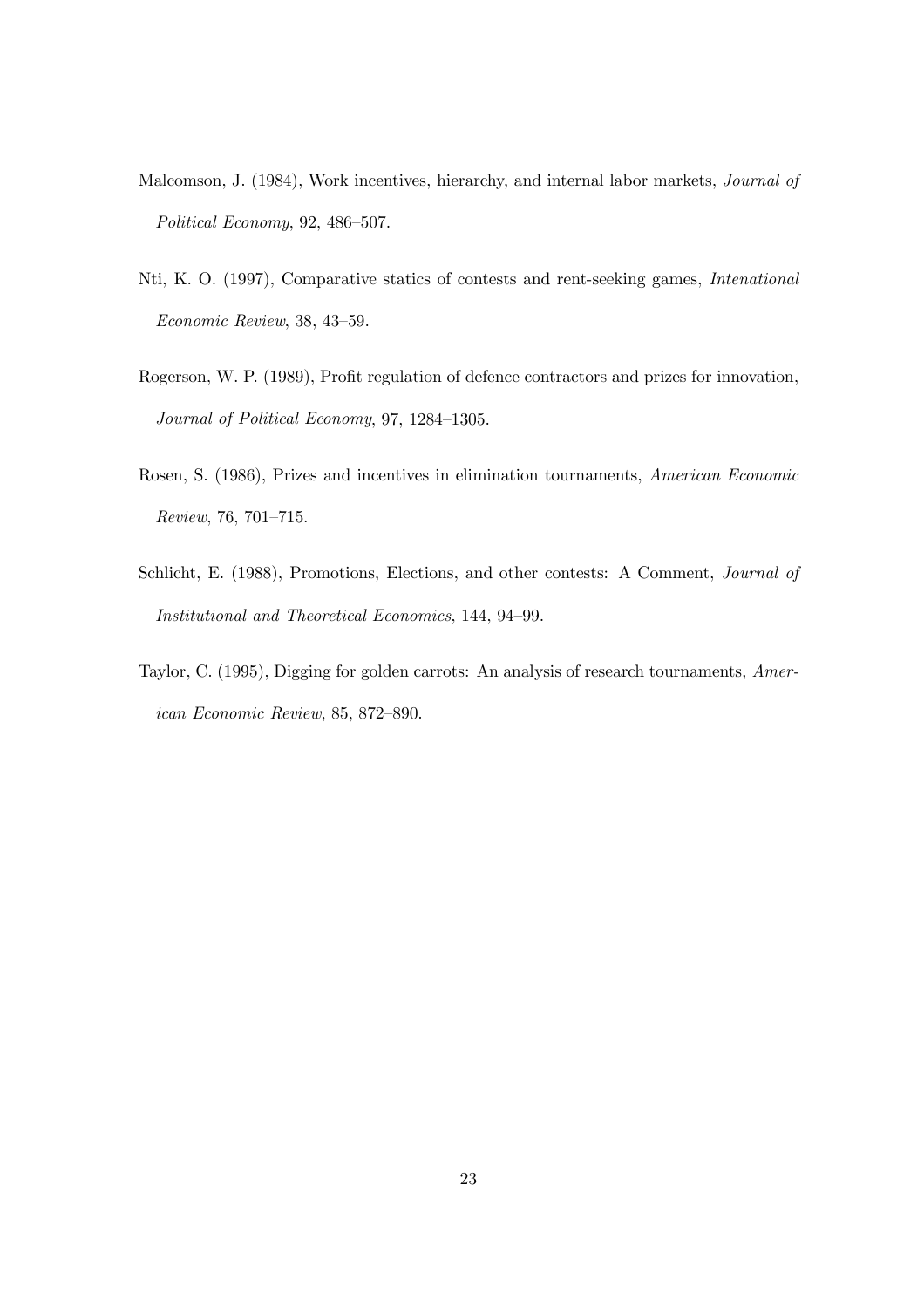Malcomson, J. (1984), Work incentives, hierarchy, and internal labor markets, *Journal of Political Economy*, 92, 486–507.

Nti, K. O. (1997), Comparative statics of contests and rent-seeking games, *Intenational Economic Review*, 38, 43–59.

Rogerson, W. P. (1989), Profit regulation of defence contractors and prizes for innovation, *Journal of Political Economy*, 97, 1284–1305.

Rosen, S. (1986), Prizes and incentives in elimination tournaments, *American Economic Review*, 76, 701–715.

Schlicht, E. (1988), Promotions, Elections, and other contests: A Comment, *Journal of Institutional and Theoretical Economics*, 144, 94–99.

Taylor, C. (1995), Digging for golden carrots: An analysis of research tournaments, *American Economic Review*, 85, 872–890.